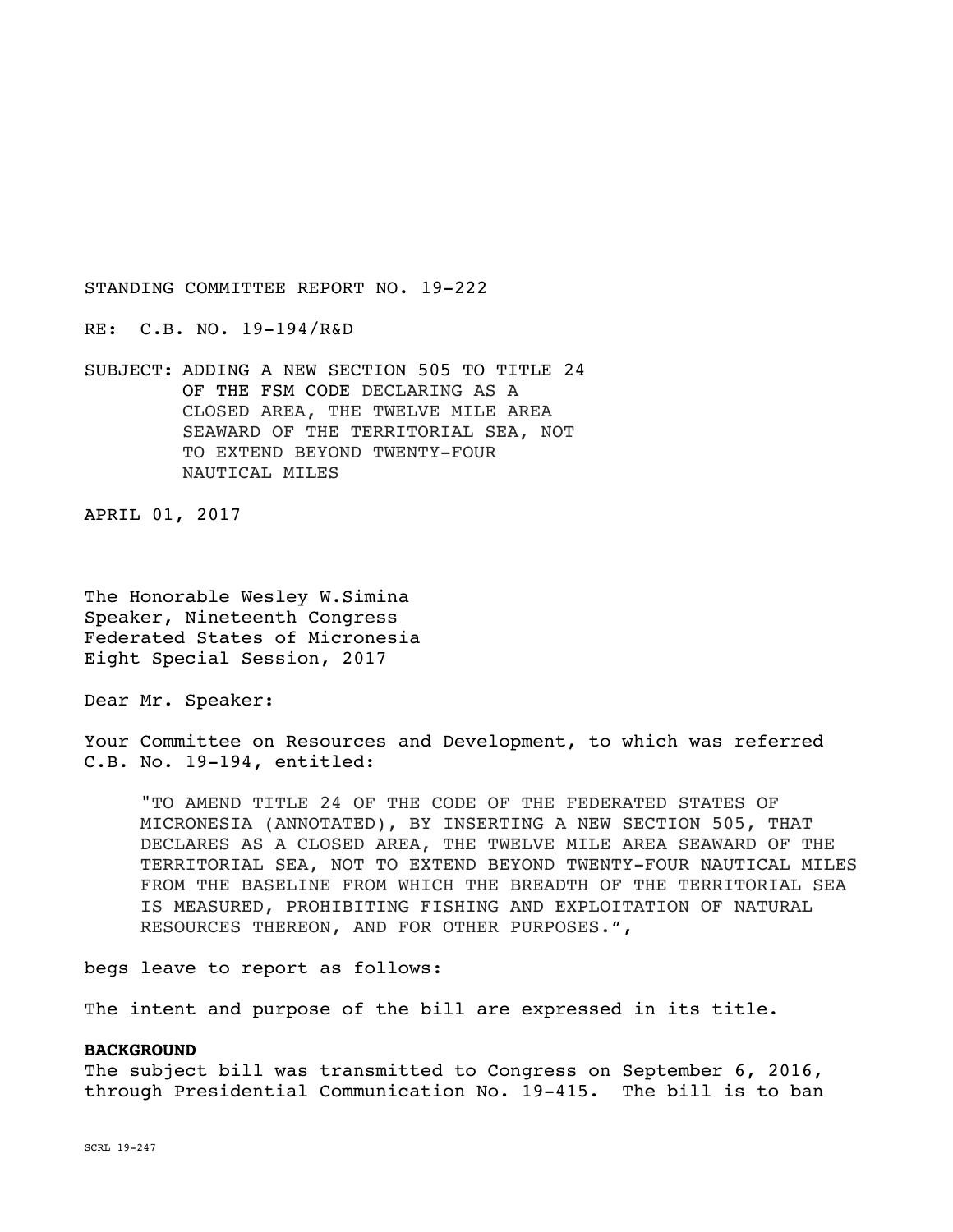STANDING COMMITTEE REPORT NO. 19-222

RE: C.B. NO. 19-194/R&D

SUBJECT: ADDING A NEW SECTION 505 TO TITLE 24 OF THE FSM CODE DECLARING AS A CLOSED AREA, THE TWELVE MILE AREA SEAWARD OF THE TERRITORIAL SEA, NOT TO EXTEND BEYOND TWENTY-FOUR NAUTICAL MILES

APRIL 01, 2017

The Honorable Wesley W.Simina
Speaker, Nineteenth Congress
Federated States of Micronesia
Eight Special Session, 2017

Dear Mr. Speaker:

Your Committee on Resources and Development, to which was referred C.B. No. 19-194, entitled:

> "TO AMEND TITLE 24 OF THE CODE OF THE FEDERATED STATES OF MICRONESIA (ANNOTATED), BY INSERTING A NEW SECTION 505, THAT DECLARES AS A CLOSED AREA, THE TWELVE MILE AREA SEAWARD OF THE TERRITORIAL SEA, NOT TO EXTEND BEYOND TWENTY-FOUR NAUTICAL MILES FROM THE BASELINE FROM WHICH THE BREADTH OF THE TERRITORIAL SEA IS MEASURED, PROHIBITING FISHING AND EXPLOITATION OF NATURAL RESOURCES THEREON, AND FOR OTHER PURPOSES.",

begs leave to report as follows:

The intent and purpose of the bill are expressed in its title.

**BACKGROUND**

The subject bill was transmitted to Congress on September 6, 2016, through Presidential Communication No. 19-415. The bill is to ban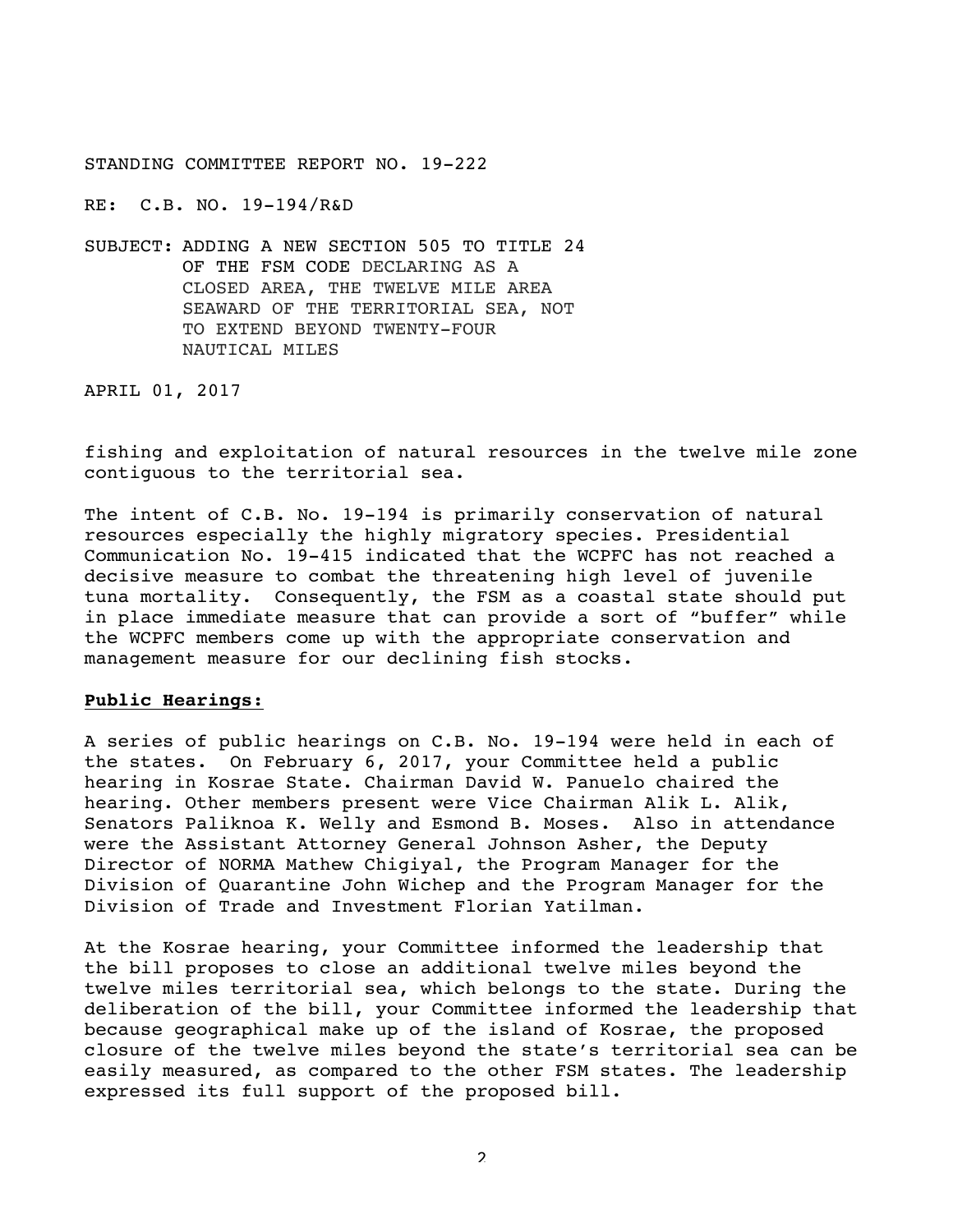STANDING COMMITTEE REPORT NO. 19-222

RE: C.B. NO. 19-194/R&D

SUBJECT: ADDING A NEW SECTION 505 TO TITLE 24 OF THE FSM CODE DECLARING AS A CLOSED AREA, THE TWELVE MILE AREA SEAWARD OF THE TERRITORIAL SEA, NOT TO EXTEND BEYOND TWENTY-FOUR NAUTICAL MILES

APRIL 01, 2017

fishing and exploitation of natural resources in the twelve mile zone contiguous to the territorial sea.

The intent of C.B. No. 19-194 is primarily conservation of natural resources especially the highly migratory species. Presidential Communication No. 19-415 indicated that the WCPFC has not reached a decisive measure to combat the threatening high level of juvenile tuna mortality. Consequently, the FSM as a coastal state should put in place immediate measure that can provide a sort of "buffer" while the WCPFC members come up with the appropriate conservation and management measure for our declining fish stocks.

**Public Hearings:**

A series of public hearings on C.B. No. 19-194 were held in each of the states. On February 6, 2017, your Committee held a public hearing in Kosrae State. Chairman David W. Panuelo chaired the hearing. Other members present were Vice Chairman Alik L. Alik, Senators Paliknoa K. Welly and Esmond B. Moses. Also in attendance were the Assistant Attorney General Johnson Asher, the Deputy Director of NORMA Mathew Chigiyal, the Program Manager for the Division of Quarantine John Wichep and the Program Manager for the Division of Trade and Investment Florian Yatilman.

At the Kosrae hearing, your Committee informed the leadership that the bill proposes to close an additional twelve miles beyond the twelve miles territorial sea, which belongs to the state. During the deliberation of the bill, your Committee informed the leadership that because geographical make up of the island of Kosrae, the proposed closure of the twelve miles beyond the state's territorial sea can be easily measured, as compared to the other FSM states. The leadership expressed its full support of the proposed bill.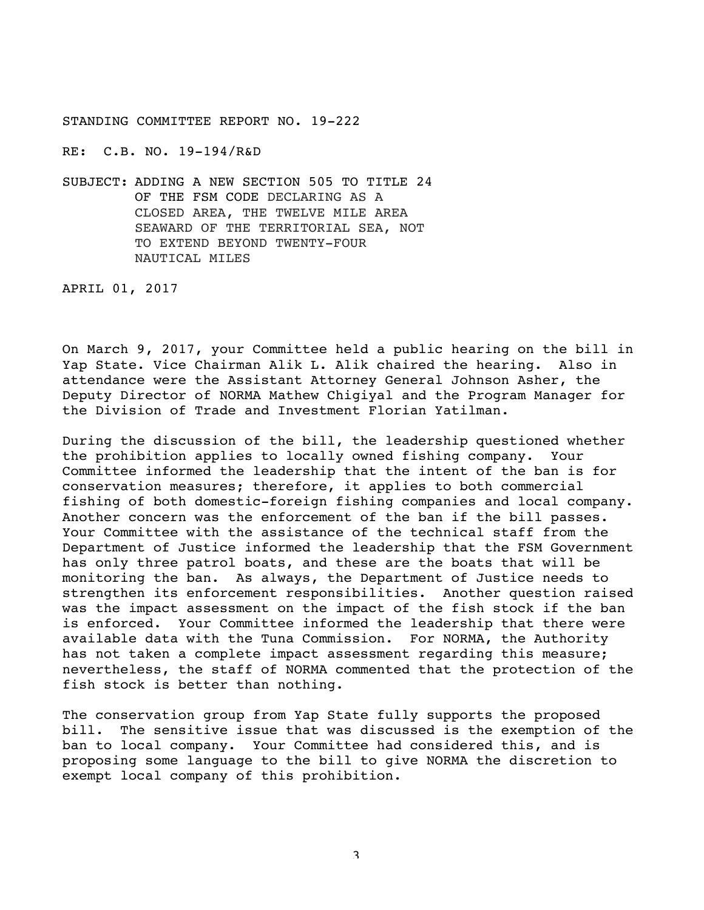STANDING COMMITTEE REPORT NO. 19-222

RE: C.B. NO. 19-194/R&D

SUBJECT: ADDING A NEW SECTION 505 TO TITLE 24 OF THE FSM CODE DECLARING AS A CLOSED AREA, THE TWELVE MILE AREA SEAWARD OF THE TERRITORIAL SEA, NOT TO EXTEND BEYOND TWENTY-FOUR NAUTICAL MILES

APRIL 01, 2017

On March 9, 2017, your Committee held a public hearing on the bill in Yap State. Vice Chairman Alik L. Alik chaired the hearing. Also in attendance were the Assistant Attorney General Johnson Asher, the Deputy Director of NORMA Mathew Chigiyal and the Program Manager for the Division of Trade and Investment Florian Yatilman.

During the discussion of the bill, the leadership questioned whether the prohibition applies to locally owned fishing company. Your Committee informed the leadership that the intent of the ban is for conservation measures; therefore, it applies to both commercial fishing of both domestic-foreign fishing companies and local company. Another concern was the enforcement of the ban if the bill passes. Your Committee with the assistance of the technical staff from the Department of Justice informed the leadership that the FSM Government has only three patrol boats, and these are the boats that will be monitoring the ban. As always, the Department of Justice needs to strengthen its enforcement responsibilities. Another question raised was the impact assessment on the impact of the fish stock if the ban is enforced. Your Committee informed the leadership that there were available data with the Tuna Commission. For NORMA, the Authority has not taken a complete impact assessment regarding this measure; nevertheless, the staff of NORMA commented that the protection of the fish stock is better than nothing.

The conservation group from Yap State fully supports the proposed bill. The sensitive issue that was discussed is the exemption of the ban to local company. Your Committee had considered this, and is proposing some language to the bill to give NORMA the discretion to exempt local company of this prohibition.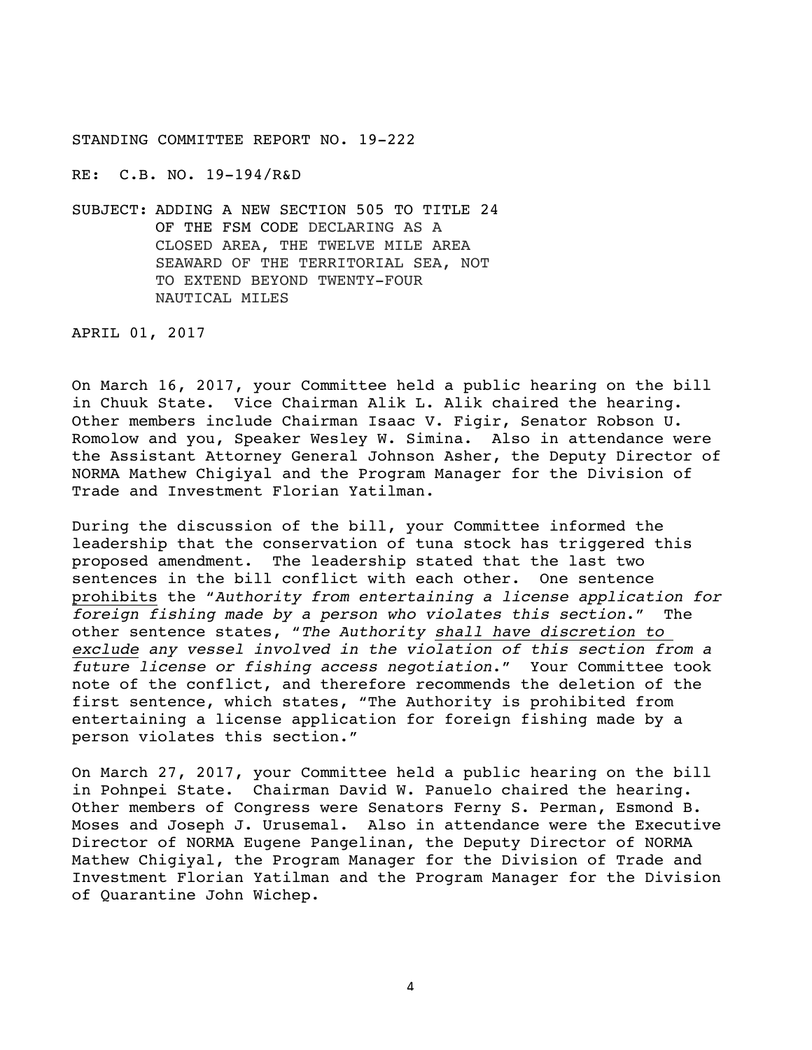STANDING COMMITTEE REPORT NO. 19-222

RE: C.B. NO. 19-194/R&D

SUBJECT: ADDING A NEW SECTION 505 TO TITLE 24 OF THE FSM CODE DECLARING AS A CLOSED AREA, THE TWELVE MILE AREA SEAWARD OF THE TERRITORIAL SEA, NOT TO EXTEND BEYOND TWENTY-FOUR NAUTICAL MILES

APRIL 01, 2017

On March 16, 2017, your Committee held a public hearing on the bill in Chuuk State. Vice Chairman Alik L. Alik chaired the hearing. Other members include Chairman Isaac V. Figir, Senator Robson U. Romolow and you, Speaker Wesley W. Simina. Also in attendance were the Assistant Attorney General Johnson Asher, the Deputy Director of NORMA Mathew Chigiyal and the Program Manager for the Division of Trade and Investment Florian Yatilman.

During the discussion of the bill, your Committee informed the leadership that the conservation of tuna stock has triggered this proposed amendment. The leadership stated that the last two sentences in the bill conflict with each other. One sentence <u>prohibits</u> the "*Authority from entertaining a license application for foreign fishing made by a person who violates this section*." The other sentence states, "*The Authority <u>shall have discretion to exclude</u> any vessel involved in the violation of this section from a future license or fishing access negotiation*." Your Committee took note of the conflict, and therefore recommends the deletion of the first sentence, which states, "The Authority is prohibited from entertaining a license application for foreign fishing made by a person violates this section."

On March 27, 2017, your Committee held a public hearing on the bill in Pohnpei State. Chairman David W. Panuelo chaired the hearing. Other members of Congress were Senators Ferny S. Perman, Esmond B. Moses and Joseph J. Urusemal. Also in attendance were the Executive Director of NORMA Eugene Pangelinan, the Deputy Director of NORMA Mathew Chigiyal, the Program Manager for the Division of Trade and Investment Florian Yatilman and the Program Manager for the Division of Quarantine John Wichep.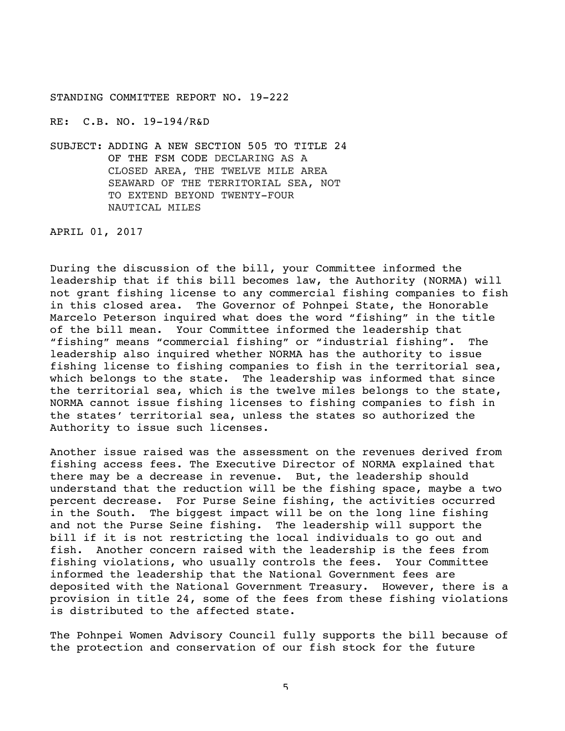STANDING COMMITTEE REPORT NO. 19-222

RE: C.B. NO. 19-194/R&D

SUBJECT: ADDING A NEW SECTION 505 TO TITLE 24 OF THE FSM CODE DECLARING AS A CLOSED AREA, THE TWELVE MILE AREA SEAWARD OF THE TERRITORIAL SEA, NOT TO EXTEND BEYOND TWENTY-FOUR NAUTICAL MILES

APRIL 01, 2017

During the discussion of the bill, your Committee informed the leadership that if this bill becomes law, the Authority (NORMA) will not grant fishing license to any commercial fishing companies to fish in this closed area. The Governor of Pohnpei State, the Honorable Marcelo Peterson inquired what does the word "fishing" in the title of the bill mean. Your Committee informed the leadership that "fishing" means "commercial fishing" or "industrial fishing". The leadership also inquired whether NORMA has the authority to issue fishing license to fishing companies to fish in the territorial sea, which belongs to the state. The leadership was informed that since the territorial sea, which is the twelve miles belongs to the state, NORMA cannot issue fishing licenses to fishing companies to fish in the states' territorial sea, unless the states so authorized the Authority to issue such licenses.

Another issue raised was the assessment on the revenues derived from fishing access fees. The Executive Director of NORMA explained that there may be a decrease in revenue. But, the leadership should understand that the reduction will be the fishing space, maybe a two percent decrease. For Purse Seine fishing, the activities occurred in the South. The biggest impact will be on the long line fishing and not the Purse Seine fishing. The leadership will support the bill if it is not restricting the local individuals to go out and fish. Another concern raised with the leadership is the fees from fishing violations, who usually controls the fees. Your Committee informed the leadership that the National Government fees are deposited with the National Government Treasury. However, there is a provision in title 24, some of the fees from these fishing violations is distributed to the affected state.

The Pohnpei Women Advisory Council fully supports the bill because of the protection and conservation of our fish stock for the future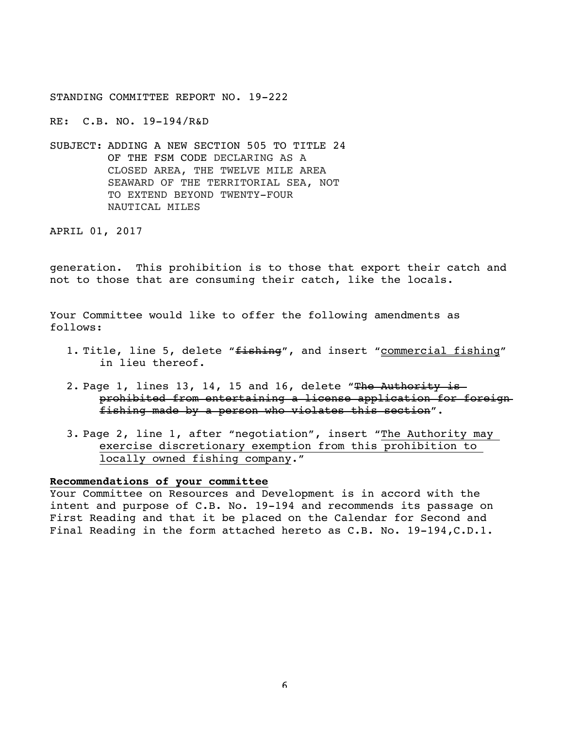generation. This prohibition is to those that export their catch and not to those that are consuming their catch, like the locals.

Your Committee would like to offer the following amendments as follows:

1. Title, line 5, delete "~~fishing~~", and insert "<u>commercial fishing</u>" in lieu thereof.

2. Page 1, lines 13, 14, 15 and 16, delete "~~The Authority is prohibited from entertaining a license application for foreign fishing made by a person who violates this section~~".

3. Page 2, line 1, after "negotiation", insert "<u>The Authority may exercise discretionary exemption from this prohibition to locally owned fishing company</u>."

**<u>Recommendations of your committee</u>**

Your Committee on Resources and Development is in accord with the intent and purpose of C.B. No. 19-194 and recommends its passage on First Reading and that it be placed on the Calendar for Second and Final Reading in the form attached hereto as C.B. No. 19-194,C.D.1.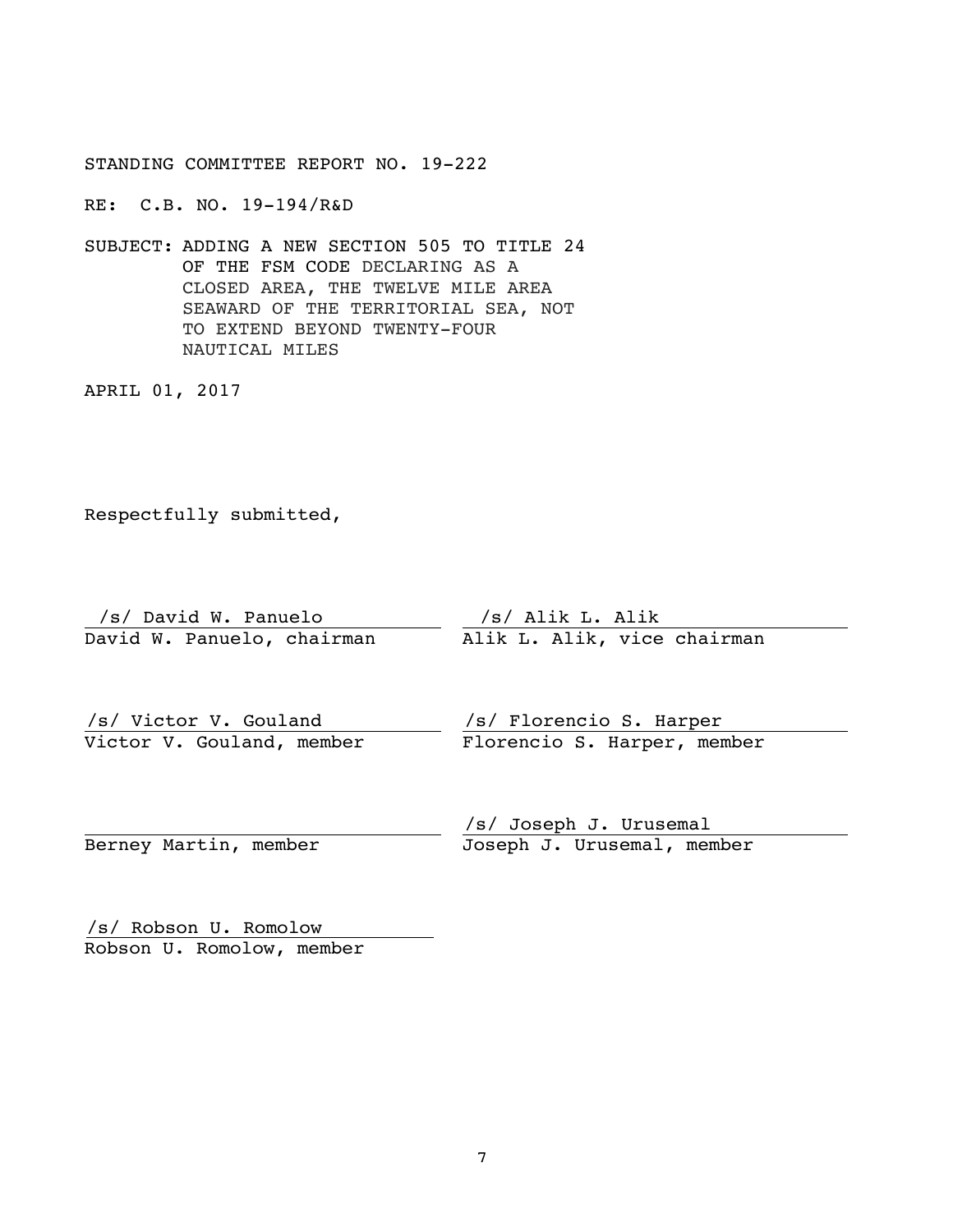STANDING COMMITTEE REPORT NO. 19-222

RE: C.B. NO. 19-194/R&D

SUBJECT: ADDING A NEW SECTION 505 TO TITLE 24 OF THE FSM CODE DECLARING AS A CLOSED AREA, THE TWELVE MILE AREA SEAWARD OF THE TERRITORIAL SEA, NOT TO EXTEND BEYOND TWENTY-FOUR NAUTICAL MILES

APRIL 01, 2017

Respectfully submitted,

/s/ David W. Panuelo
David W. Panuelo, chairman

/s/ Alik L. Alik
Alik L. Alik, vice chairman

/s/ Victor V. Gouland
Victor V. Gouland, member

/s/ Florencio S. Harper
Florencio S. Harper, member

Berney Martin, member

/s/ Joseph J. Urusemal
Joseph J. Urusemal, member

/s/ Robson U. Romolow
Robson U. Romolow, member